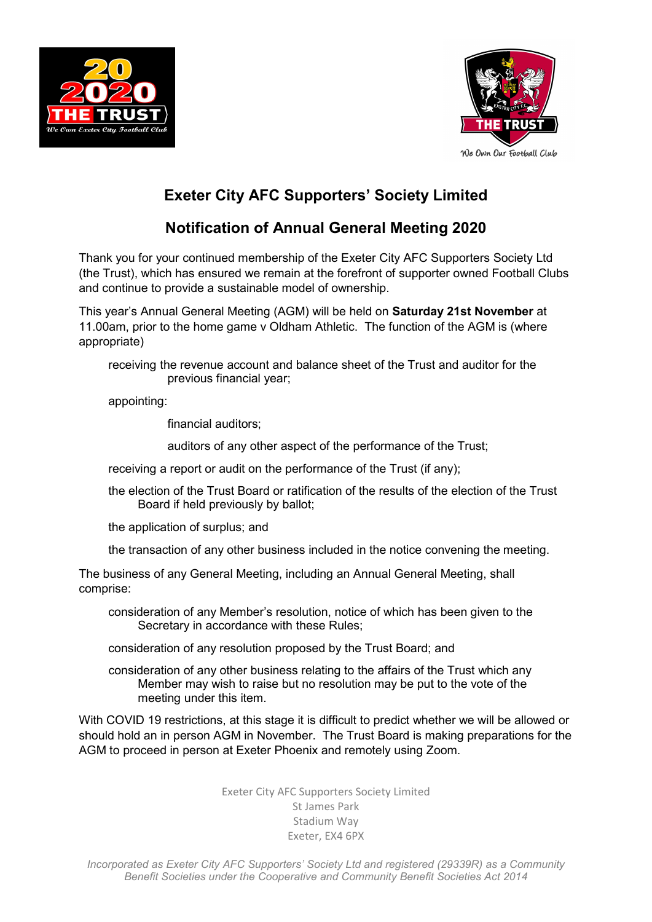# Exeter City AFC Supporters' Society Limited

## Notification of Annual General Meeting 2020

Thank you for your continued membership of the Exeter City AFC Supporters Society Ltd (the Trust), which has ensured we remain at the forefront of supporter owned Football Clubs and continue to provide a sustainable model of ownership.

This year's Annual General Meeting (AGM) will be held on **Saturday 21st November** at 11.00am, prior to the home game v Oldham Athletic. The function of the AGM is (where appropriate)

- receiving the revenue account and balance sheet of the Trust and auditor for the previous financial year;
- appointing:
  - financial auditors;
  - auditors of any other aspect of the performance of the Trust;
- receiving a report or audit on the performance of the Trust (if any);
- the election of the Trust Board or ratification of the results of the election of the Trust Board if held previously by ballot;
- the application of surplus; and
- the transaction of any other business included in the notice convening the meeting.

The business of any General Meeting, including an Annual General Meeting, shall comprise:

- consideration of any Member's resolution, notice of which has been given to the Secretary in accordance with these Rules;
- consideration of any resolution proposed by the Trust Board; and
- consideration of any other business relating to the affairs of the Trust which any Member may wish to raise but no resolution may be put to the vote of the meeting under this item.

With COVID 19 restrictions, at this stage it is difficult to predict whether we will be allowed or should hold an in person AGM in November. The Trust Board is making preparations for the AGM to proceed in person at Exeter Phoenix and remotely using Zoom.

Exeter City AFC Supporters Society Limited
St James Park
Stadium Way
Exeter, EX4 6PX

*Incorporated as Exeter City AFC Supporters' Society Ltd and registered (29339R) as a Community Benefit Societies under the Cooperative and Community Benefit Societies Act 2014*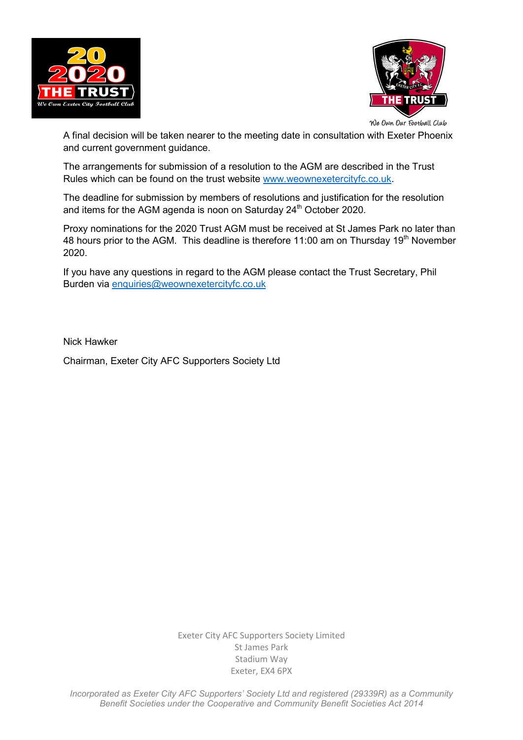A final decision will be taken nearer to the meeting date in consultation with Exeter Phoenix and current government guidance.

The arrangements for submission of a resolution to the AGM are described in the Trust Rules which can be found on the trust website www.weownexetercityfc.co.uk.

The deadline for submission by members of resolutions and justification for the resolution and items for the AGM agenda is noon on Saturday 24th October 2020.

Proxy nominations for the 2020 Trust AGM must be received at St James Park no later than 48 hours prior to the AGM. This deadline is therefore 11:00 am on Thursday 19th November 2020.

If you have any questions in regard to the AGM please contact the Trust Secretary, Phil Burden via enquiries@weownexetercityfc.co.uk

Nick Hawker

Chairman, Exeter City AFC Supporters Society Ltd

Exeter City AFC Supporters Society Limited
St James Park
Stadium Way
Exeter, EX4 6PX

*Incorporated as Exeter City AFC Supporters' Society Ltd and registered (29339R) as a Community Benefit Societies under the Cooperative and Community Benefit Societies Act 2014*